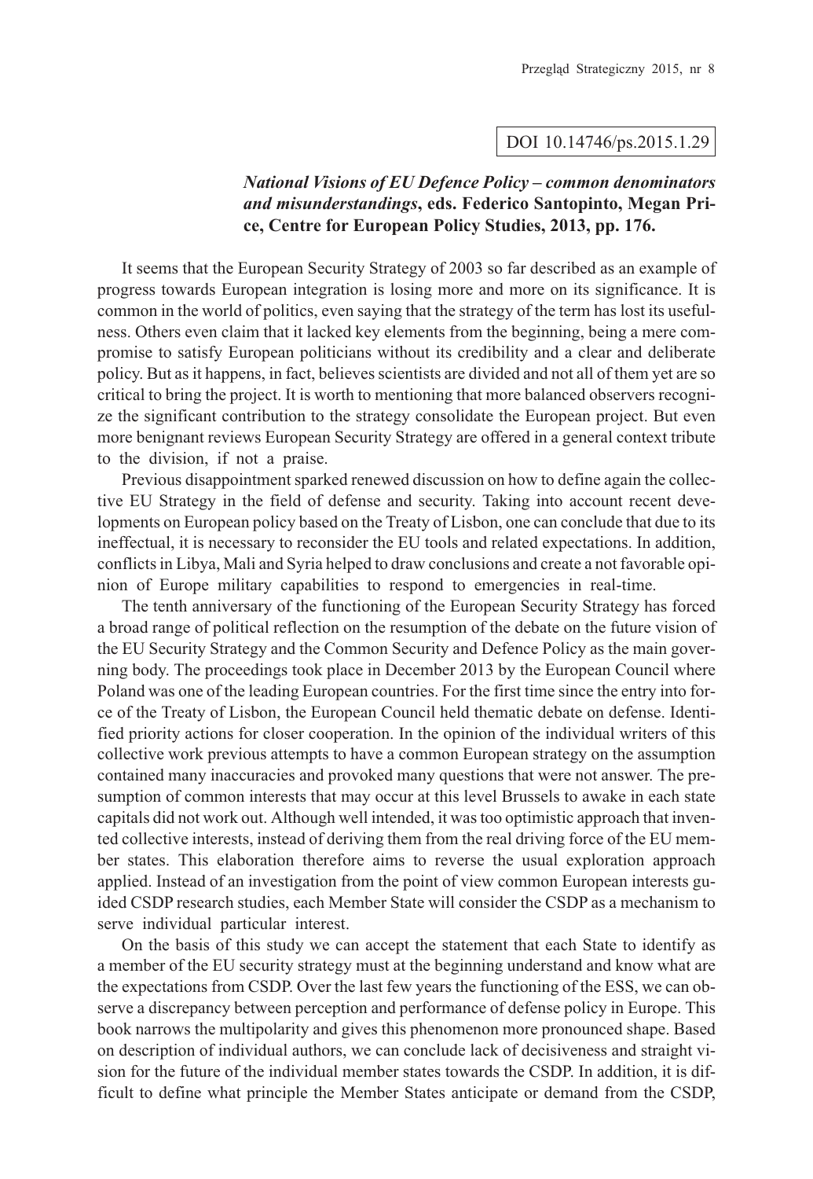DOI 10.14746/ps.2015.1.29

***National Visions of EU Defence Policy – common denominators and misunderstandings*, eds. Federico Santopinto, Megan Price, Centre for European Policy Studies, 2013, pp. 176.**

It seems that the European Security Strategy of 2003 so far described as an example of progress towards European integration is losing more and more on its significance. It is common in the world of politics, even saying that the strategy of the term has lost its usefulness. Others even claim that it lacked key elements from the beginning, being a mere compromise to satisfy European politicians without its credibility and a clear and deliberate policy. But as it happens, in fact, believes scientists are divided and not all of them yet are so critical to bring the project. It is worth to mentioning that more balanced observers recognize the significant contribution to the strategy consolidate the European project. But even more benignant reviews European Security Strategy are offered in a general context tribute to the division, if not a praise.

Previous disappointment sparked renewed discussion on how to define again the collective EU Strategy in the field of defense and security. Taking into account recent developments on European policy based on the Treaty of Lisbon, one can conclude that due to its ineffectual, it is necessary to reconsider the EU tools and related expectations. In addition, conflicts in Libya, Mali and Syria helped to draw conclusions and create a not favorable opinion of Europe military capabilities to respond to emergencies in real-time.

The tenth anniversary of the functioning of the European Security Strategy has forced a broad range of political reflection on the resumption of the debate on the future vision of the EU Security Strategy and the Common Security and Defence Policy as the main governing body. The proceedings took place in December 2013 by the European Council where Poland was one of the leading European countries. For the first time since the entry into force of the Treaty of Lisbon, the European Council held thematic debate on defense. Identified priority actions for closer cooperation. In the opinion of the individual writers of this collective work previous attempts to have a common European strategy on the assumption contained many inaccuracies and provoked many questions that were not answer. The presumption of common interests that may occur at this level Brussels to awake in each state capitals did not work out. Although well intended, it was too optimistic approach that invented collective interests, instead of deriving them from the real driving force of the EU member states. This elaboration therefore aims to reverse the usual exploration approach applied. Instead of an investigation from the point of view common European interests guided CSDP research studies, each Member State will consider the CSDP as a mechanism to serve individual particular interest.

On the basis of this study we can accept the statement that each State to identify as a member of the EU security strategy must at the beginning understand and know what are the expectations from CSDP. Over the last few years the functioning of the ESS, we can observe a discrepancy between perception and performance of defense policy in Europe. This book narrows the multipolarity and gives this phenomenon more pronounced shape. Based on description of individual authors, we can conclude lack of decisiveness and straight vision for the future of the individual member states towards the CSDP. In addition, it is difficult to define what principle the Member States anticipate or demand from the CSDP,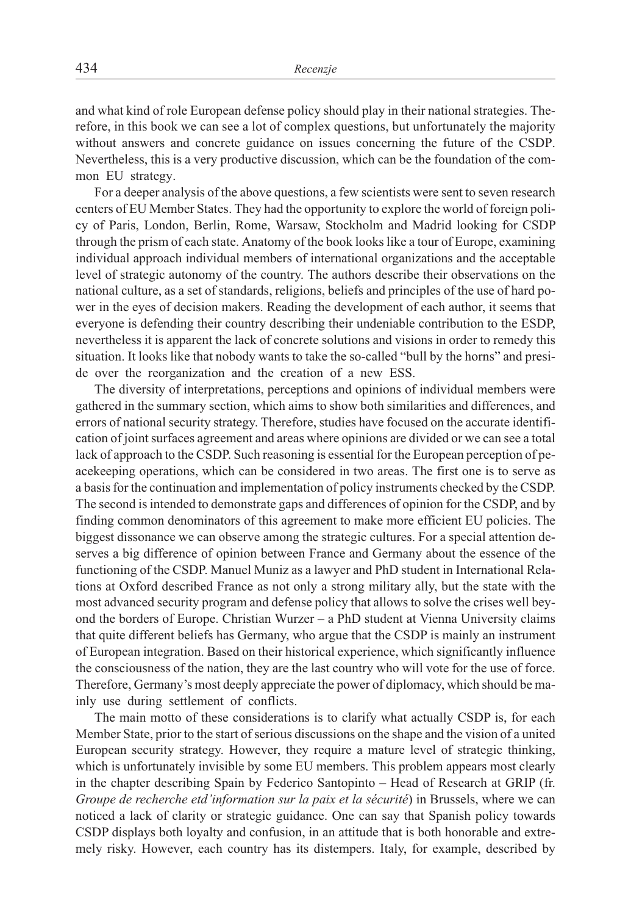and what kind of role European defense policy should play in their national strategies. Therefore, in this book we can see a lot of complex questions, but unfortunately the majority without answers and concrete guidance on issues concerning the future of the CSDP. Nevertheless, this is a very productive discussion, which can be the foundation of the common EU strategy.

For a deeper analysis of the above questions, a few scientists were sent to seven research centers of EU Member States. They had the opportunity to explore the world of foreign policy of Paris, London, Berlin, Rome, Warsaw, Stockholm and Madrid looking for CSDP through the prism of each state. Anatomy of the book looks like a tour of Europe, examining individual approach individual members of international organizations and the acceptable level of strategic autonomy of the country. The authors describe their observations on the national culture, as a set of standards, religions, beliefs and principles of the use of hard power in the eyes of decision makers. Reading the development of each author, it seems that everyone is defending their country describing their undeniable contribution to the ESDP, nevertheless it is apparent the lack of concrete solutions and visions in order to remedy this situation. It looks like that nobody wants to take the so-called "bull by the horns" and preside over the reorganization and the creation of a new ESS.

The diversity of interpretations, perceptions and opinions of individual members were gathered in the summary section, which aims to show both similarities and differences, and errors of national security strategy. Therefore, studies have focused on the accurate identification of joint surfaces agreement and areas where opinions are divided or we can see a total lack of approach to the CSDP. Such reasoning is essential for the European perception of peacekeeping operations, which can be considered in two areas. The first one is to serve as a basis for the continuation and implementation of policy instruments checked by the CSDP. The second is intended to demonstrate gaps and differences of opinion for the CSDP, and by finding common denominators of this agreement to make more efficient EU policies. The biggest dissonance we can observe among the strategic cultures. For a special attention deserves a big difference of opinion between France and Germany about the essence of the functioning of the CSDP. Manuel Muniz as a lawyer and PhD student in International Relations at Oxford described France as not only a strong military ally, but the state with the most advanced security program and defense policy that allows to solve the crises well beyond the borders of Europe. Christian Wurzer – a PhD student at Vienna University claims that quite different beliefs has Germany, who argue that the CSDP is mainly an instrument of European integration. Based on their historical experience, which significantly influence the consciousness of the nation, they are the last country who will vote for the use of force. Therefore, Germany's most deeply appreciate the power of diplomacy, which should be mainly use during settlement of conflicts.

The main motto of these considerations is to clarify what actually CSDP is, for each Member State, prior to the start of serious discussions on the shape and the vision of a united European security strategy. However, they require a mature level of strategic thinking, which is unfortunately invisible by some EU members. This problem appears most clearly in the chapter describing Spain by Federico Santopinto – Head of Research at GRIP (fr. *Groupe de recherche etd'information sur la paix et la sécurité*) in Brussels, where we can noticed a lack of clarity or strategic guidance. One can say that Spanish policy towards CSDP displays both loyalty and confusion, in an attitude that is both honorable and extremely risky. However, each country has its distempers. Italy, for example, described by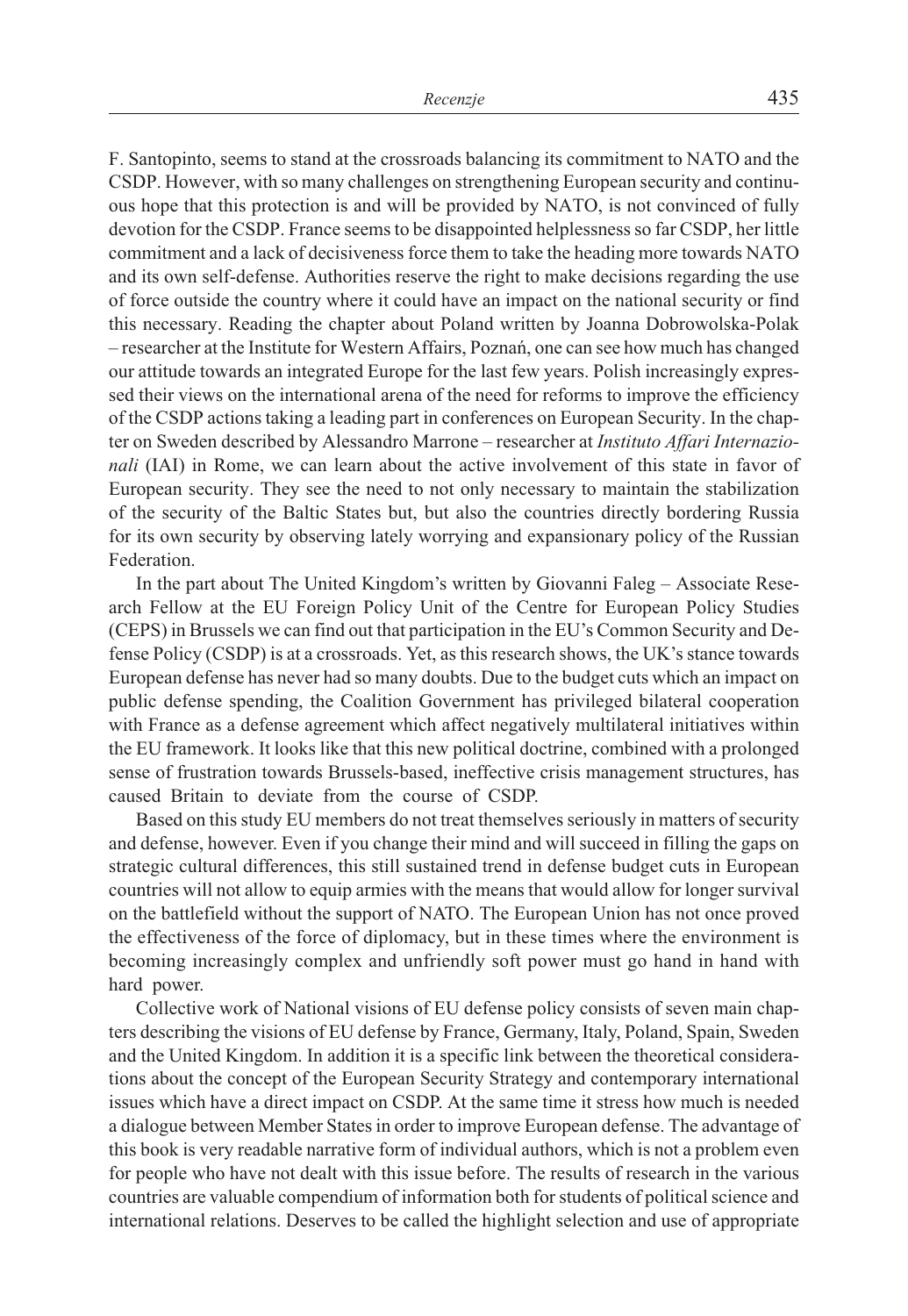F. Santopinto, seems to stand at the crossroads balancing its commitment to NATO and the CSDP. However, with so many challenges on strengthening European security and continuous hope that this protection is and will be provided by NATO, is not convinced of fully devotion for the CSDP. France seems to be disappointed helplessness so far CSDP, her little commitment and a lack of decisiveness force them to take the heading more towards NATO and its own self-defense. Authorities reserve the right to make decisions regarding the use of force outside the country where it could have an impact on the national security or find this necessary. Reading the chapter about Poland written by Joanna Dobrowolska-Polak – researcher at the Institute for Western Affairs, Poznań, one can see how much has changed our attitude towards an integrated Europe for the last few years. Polish increasingly expressed their views on the international arena of the need for reforms to improve the efficiency of the CSDP actions taking a leading part in conferences on European Security. In the chapter on Sweden described by Alessandro Marrone – researcher at *Instituto Affari Internazionali* (IAI) in Rome, we can learn about the active involvement of this state in favor of European security. They see the need to not only necessary to maintain the stabilization of the security of the Baltic States but, but also the countries directly bordering Russia for its own security by observing lately worrying and expansionary policy of the Russian Federation.

In the part about The United Kingdom's written by Giovanni Faleg – Associate Research Fellow at the EU Foreign Policy Unit of the Centre for European Policy Studies (CEPS) in Brussels we can find out that participation in the EU's Common Security and Defense Policy (CSDP) is at a crossroads. Yet, as this research shows, the UK's stance towards European defense has never had so many doubts. Due to the budget cuts which an impact on public defense spending, the Coalition Government has privileged bilateral cooperation with France as a defense agreement which affect negatively multilateral initiatives within the EU framework. It looks like that this new political doctrine, combined with a prolonged sense of frustration towards Brussels-based, ineffective crisis management structures, has caused Britain to deviate from the course of CSDP.

Based on this study EU members do not treat themselves seriously in matters of security and defense, however. Even if you change their mind and will succeed in filling the gaps on strategic cultural differences, this still sustained trend in defense budget cuts in European countries will not allow to equip armies with the means that would allow for longer survival on the battlefield without the support of NATO. The European Union has not once proved the effectiveness of the force of diplomacy, but in these times where the environment is becoming increasingly complex and unfriendly soft power must go hand in hand with hard power.

Collective work of National visions of EU defense policy consists of seven main chapters describing the visions of EU defense by France, Germany, Italy, Poland, Spain, Sweden and the United Kingdom. In addition it is a specific link between the theoretical considerations about the concept of the European Security Strategy and contemporary international issues which have a direct impact on CSDP. At the same time it stress how much is needed a dialogue between Member States in order to improve European defense. The advantage of this book is very readable narrative form of individual authors, which is not a problem even for people who have not dealt with this issue before. The results of research in the various countries are valuable compendium of information both for students of political science and international relations. Deserves to be called the highlight selection and use of appropriate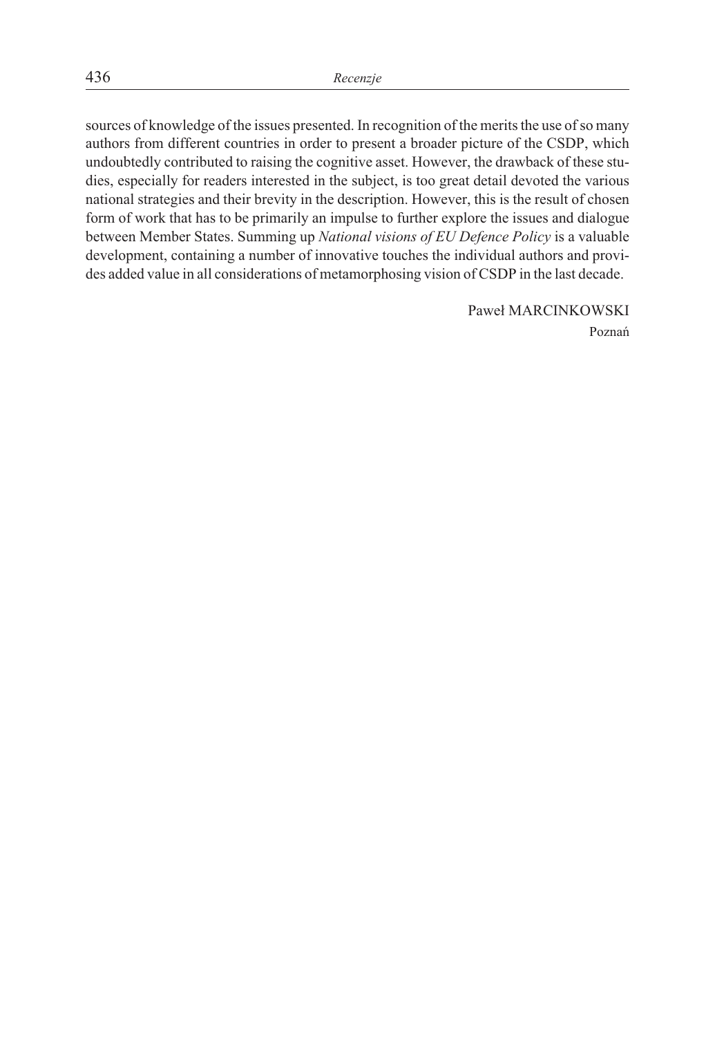sources of knowledge of the issues presented. In recognition of the merits the use of so many authors from different countries in order to present a broader picture of the CSDP, which undoubtedly contributed to raising the cognitive asset. However, the drawback of these studies, especially for readers interested in the subject, is too great detail devoted the various national strategies and their brevity in the description. However, this is the result of chosen form of work that has to be primarily an impulse to further explore the issues and dialogue between Member States. Summing up *National visions of EU Defence Policy* is a valuable development, containing a number of innovative touches the individual authors and provides added value in all considerations of metamorphosing vision of CSDP in the last decade.

Paweł MARCINKOWSKI
Poznań